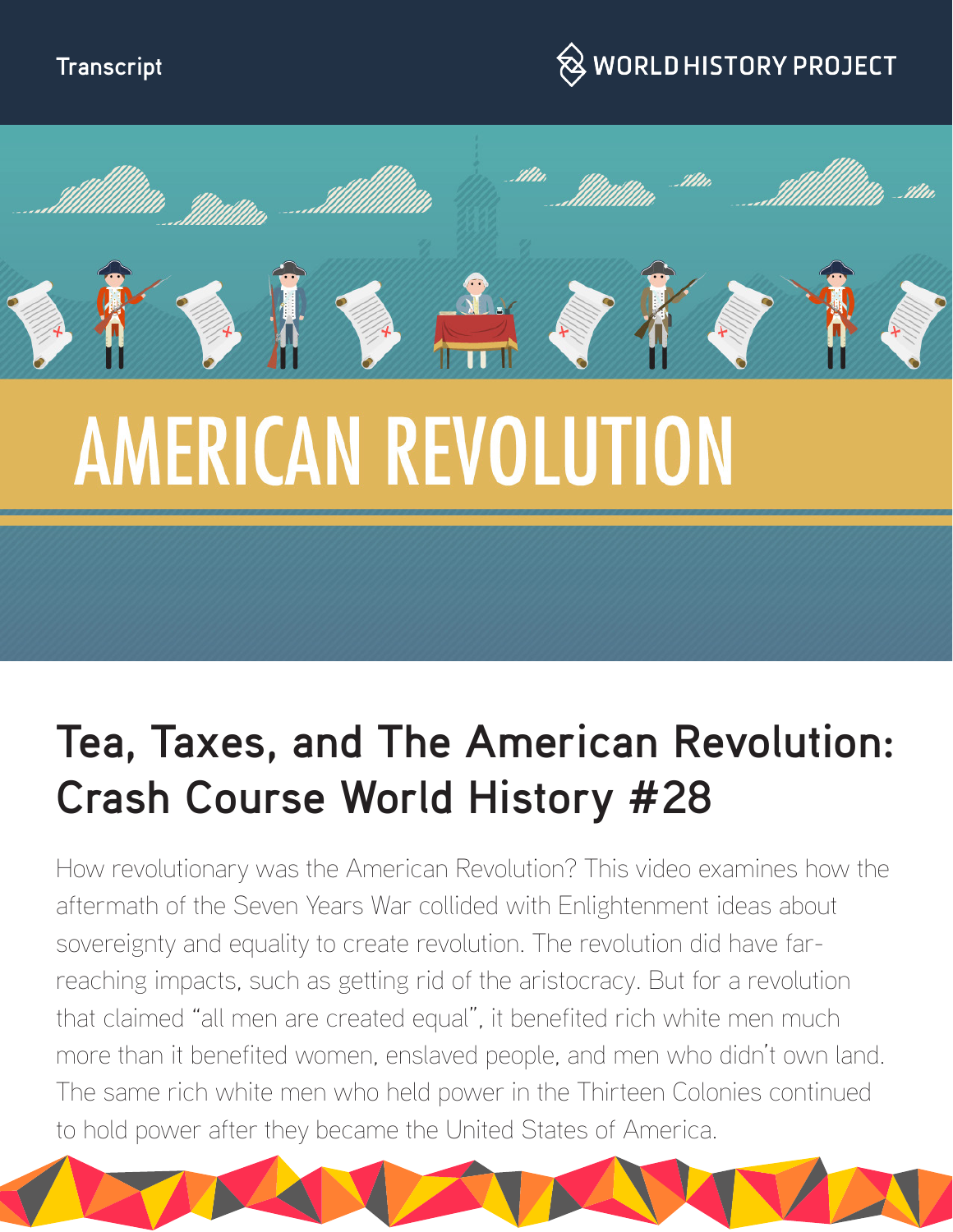Transcript

WORLD HISTORY PROJECT

# AMERICAN REVOLUTION

## Tea, Taxes, and The American Revolution: Crash Course World History #28

How revolutionary was the American Revolution? This video examines how the aftermath of the Seven Years War collided with Enlightenment ideas about sovereignty and equality to create revolution. The revolution did have far-reaching impacts, such as getting rid of the aristocracy. But for a revolution that claimed "all men are created equal", it benefited rich white men much more than it benefited women, enslaved people, and men who didn't own land. The same rich white men who held power in the Thirteen Colonies continued to hold power after they became the United States of America.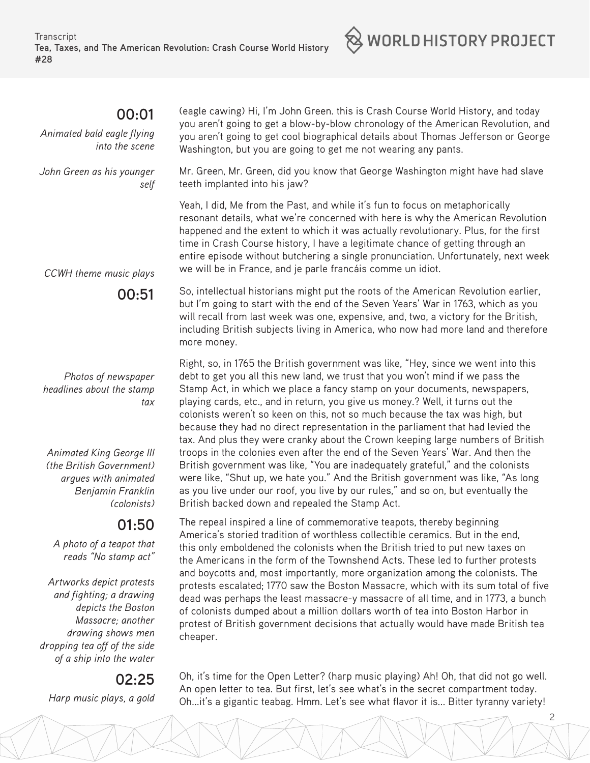**00:01**

*Animated bald eagle flying into the scene*

(eagle cawing) Hi, I'm John Green. this is Crash Course World History, and today you aren't going to get a blow-by-blow chronology of the American Revolution, and you aren't going to get cool biographical details about Thomas Jefferson or George Washington, but you are going to get me not wearing any pants.

*John Green as his younger self*

Mr. Green, Mr. Green, did you know that George Washington might have had slave teeth implanted into his jaw?

Yeah, I did, Me from the Past, and while it's fun to focus on metaphorically resonant details, what we're concerned with here is why the American Revolution happened and the extent to which it was actually revolutionary. Plus, for the first time in Crash Course history, I have a legitimate chance of getting through an entire episode without butchering a single pronunciation. Unfortunately, next week we will be in France, and je parle francáis comme un idiot.

*CCWH theme music plays*

**00:51**

So, intellectual historians might put the roots of the American Revolution earlier, but I'm going to start with the end of the Seven Years' War in 1763, which as you will recall from last week was one, expensive, and, two, a victory for the British, including British subjects living in America, who now had more land and therefore more money.

*Photos of newspaper headlines about the stamp tax*

Right, so, in 1765 the British government was like, "Hey, since we went into this debt to get you all this new land, we trust that you won't mind if we pass the Stamp Act, in which we place a fancy stamp on your documents, newspapers, playing cards, etc., and in return, you give us money.? Well, it turns out the colonists weren't so keen on this, not so much because the tax was high, but because they had no direct representation in the parliament that had levied the tax. And plus they were cranky about the Crown keeping large numbers of British troops in the colonies even after the end of the Seven Years' War. And then the British government was like, "You are inadequately grateful," and the colonists were like, "Shut up, we hate you." And the British government was like, "As long as you live under our roof, you live by our rules," and so on, but eventually the British backed down and repealed the Stamp Act.

*Animated King George III (the British Government) argues with animated Benjamin Franklin (colonists)*

**01:50**

*A photo of a teapot that reads "No stamp act"*

The repeal inspired a line of commemorative teapots, thereby beginning America's storied tradition of worthless collectible ceramics. But in the end, this only emboldened the colonists when the British tried to put new taxes on the Americans in the form of the Townshend Acts. These led to further protests and boycotts and, most importantly, more organization among the colonists. The protests escalated; 1770 saw the Boston Massacre, which with its sum total of five dead was perhaps the least massacre-y massacre of all time, and in 1773, a bunch of colonists dumped about a million dollars worth of tea into Boston Harbor in protest of British government decisions that actually would have made British tea cheaper.

*Artworks depict protests and fighting; a drawing depicts the Boston Massacre; another drawing shows men dropping tea off of the side of a ship into the water*

**02:25**

*Harp music plays, a gold*

Oh, it's time for the Open Letter? (harp music playing) Ah! Oh, that did not go well. An open letter to tea. But first, let's see what's in the secret compartment today. Oh...it's a gigantic teabag. Hmm. Let's see what flavor it is... Bitter tyranny variety!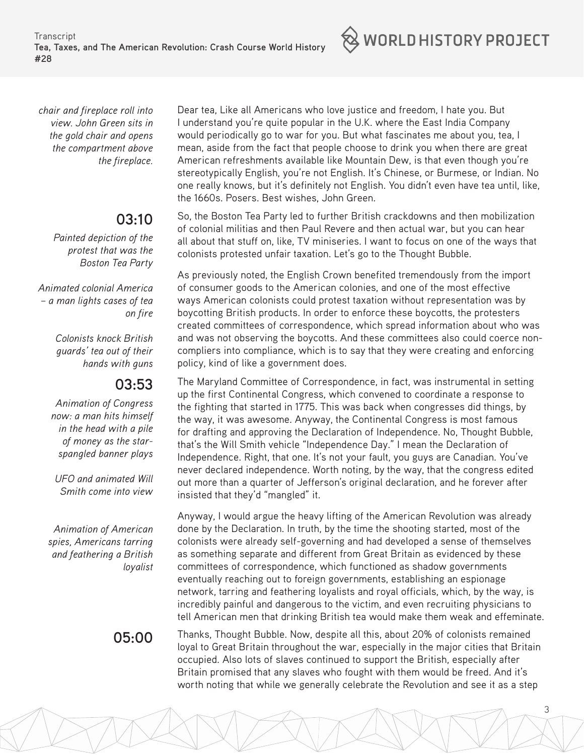*chair and fireplace roll into view. John Green sits in the gold chair and opens the compartment above the fireplace.*

Dear tea, Like all Americans who love justice and freedom, I hate you. But I understand you're quite popular in the U.K. where the East India Company would periodically go to war for you. But what fascinates me about you, tea, I mean, aside from the fact that people choose to drink you when there are great American refreshments available like Mountain Dew, is that even though you're stereotypically English, you're not English. It's Chinese, or Burmese, or Indian. No one really knows, but it's definitely not English. You didn't even have tea until, like, the 1660s. Posers. Best wishes, John Green.

**03:10**

*Painted depiction of the protest that was the Boston Tea Party*

So, the Boston Tea Party led to further British crackdowns and then mobilization of colonial militias and then Paul Revere and then actual war, but you can hear all about that stuff on, like, TV miniseries. I want to focus on one of the ways that colonists protested unfair taxation. Let's go to the Thought Bubble.

*Animated colonial America – a man lights cases of tea on fire*

*Colonists knock British guards' tea out of their hands with guns*

As previously noted, the English Crown benefited tremendously from the import of consumer goods to the American colonies, and one of the most effective ways American colonists could protest taxation without representation was by boycotting British products. In order to enforce these boycotts, the protesters created committees of correspondence, which spread information about who was and was not observing the boycotts. And these committees also could coerce non-compliers into compliance, which is to say that they were creating and enforcing policy, kind of like a government does.

**03:53**

*Animation of Congress now: a man hits himself in the head with a pile of money as the star-spangled banner plays*

*UFO and animated Will Smith come into view*

The Maryland Committee of Correspondence, in fact, was instrumental in setting up the first Continental Congress, which convened to coordinate a response to the fighting that started in 1775. This was back when congresses did things, by the way, it was awesome. Anyway, the Continental Congress is most famous for drafting and approving the Declaration of Independence. No, Thought Bubble, that's the Will Smith vehicle "Independence Day." I mean the Declaration of Independence. Right, that one. It's not your fault, you guys are Canadian. You've never declared independence. Worth noting, by the way, that the congress edited out more than a quarter of Jefferson's original declaration, and he forever after insisted that they'd "mangled" it.

*Animation of American spies, Americans tarring and feathering a British loyalist*

Anyway, I would argue the heavy lifting of the American Revolution was already done by the Declaration. In truth, by the time the shooting started, most of the colonists were already self-governing and had developed a sense of themselves as something separate and different from Great Britain as evidenced by these committees of correspondence, which functioned as shadow governments eventually reaching out to foreign governments, establishing an espionage network, tarring and feathering loyalists and royal officials, which, by the way, is incredibly painful and dangerous to the victim, and even recruiting physicians to tell American men that drinking British tea would make them weak and effeminate.

**05:00**

Thanks, Thought Bubble. Now, despite all this, about 20% of colonists remained loyal to Great Britain throughout the war, especially in the major cities that Britain occupied. Also lots of slaves continued to support the British, especially after Britain promised that any slaves who fought with them would be freed. And it's worth noting that while we generally celebrate the Revolution and see it as a step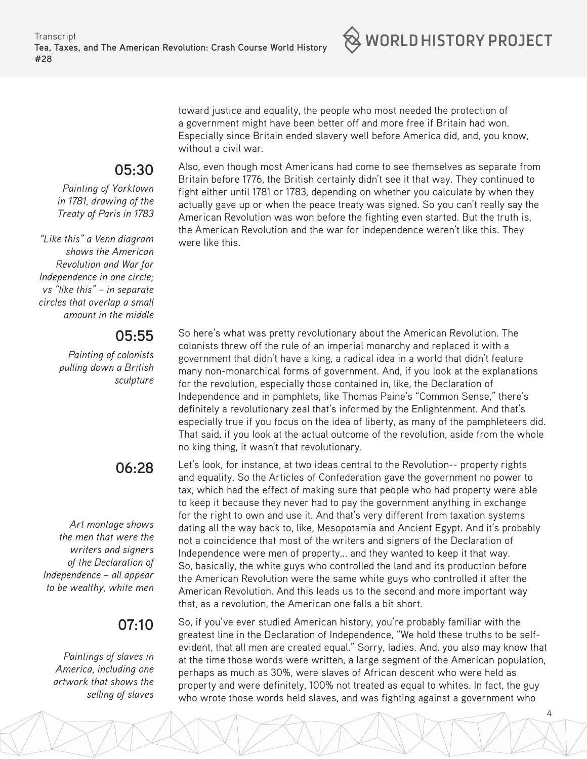toward justice and equality, the people who most needed the protection of a government might have been better off and more free if Britain had won. Especially since Britain ended slavery well before America did, and, you know, without a civil war.

**05:30**

*Painting of Yorktown in 1781, drawing of the Treaty of Paris in 1783*

*"Like this" a Venn diagram shows the American Revolution and War for Independence in one circle; vs "like this" – in separate circles that overlap a small amount in the middle*

Also, even though most Americans had come to see themselves as separate from Britain before 1776, the British certainly didn't see it that way. They continued to fight either until 1781 or 1783, depending on whether you calculate by when they actually gave up or when the peace treaty was signed. So you can't really say the American Revolution was won before the fighting even started. But the truth is, the American Revolution and the war for independence weren't like this. They were like this.

**05:55**

*Painting of colonists pulling down a British sculpture*

So here's what was pretty revolutionary about the American Revolution. The colonists threw off the rule of an imperial monarchy and replaced it with a government that didn't have a king, a radical idea in a world that didn't feature many non-monarchical forms of government. And, if you look at the explanations for the revolution, especially those contained in, like, the Declaration of Independence and in pamphlets, like Thomas Paine's "Common Sense," there's definitely a revolutionary zeal that's informed by the Enlightenment. And that's especially true if you focus on the idea of liberty, as many of the pamphleteers did. That said, if you look at the actual outcome of the revolution, aside from the whole no king thing, it wasn't that revolutionary.

**06:28**

*Art montage shows the men that were the writers and signers of the Declaration of Independence – all appear to be wealthy, white men*

Let's look, for instance, at two ideas central to the Revolution-- property rights and equality. So the Articles of Confederation gave the government no power to tax, which had the effect of making sure that people who had property were able to keep it because they never had to pay the government anything in exchange for the right to own and use it. And that's very different from taxation systems dating all the way back to, like, Mesopotamia and Ancient Egypt. And it's probably not a coincidence that most of the writers and signers of the Declaration of Independence were men of property... and they wanted to keep it that way. So, basically, the white guys who controlled the land and its production before the American Revolution were the same white guys who controlled it after the American Revolution. And this leads us to the second and more important way that, as a revolution, the American one falls a bit short.

**07:10**

*Paintings of slaves in America, including one artwork that shows the selling of slaves*

So, if you've ever studied American history, you're probably familiar with the greatest line in the Declaration of Independence, "We hold these truths to be self-evident, that all men are created equal." Sorry, ladies. And, you also may know that at the time those words were written, a large segment of the American population, perhaps as much as 30%, were slaves of African descent who were held as property and were definitely, 100% not treated as equal to whites. In fact, the guy who wrote those words held slaves, and was fighting against a government who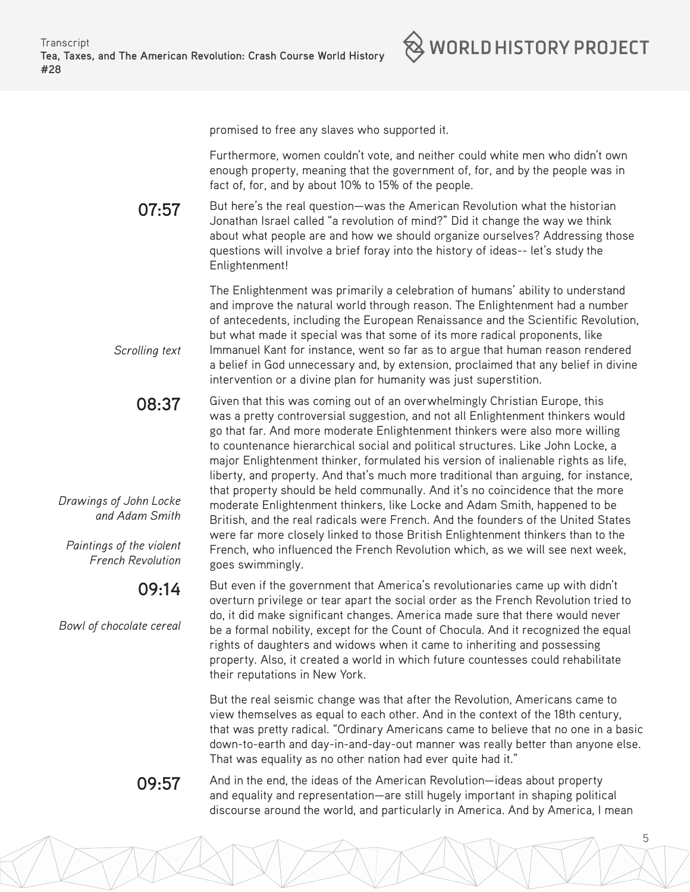promised to free any slaves who supported it.

Furthermore, women couldn't vote, and neither could white men who didn't own enough property, meaning that the government of, for, and by the people was in fact of, for, and by about 10% to 15% of the people.

**07:57**

But here's the real question—was the American Revolution what the historian Jonathan Israel called "a revolution of mind?" Did it change the way we think about what people are and how we should organize ourselves? Addressing those questions will involve a brief foray into the history of ideas-- let's study the Enlightenment!

*Scrolling text*

The Enlightenment was primarily a celebration of humans' ability to understand and improve the natural world through reason. The Enlightenment had a number of antecedents, including the European Renaissance and the Scientific Revolution, but what made it special was that some of its more radical proponents, like Immanuel Kant for instance, went so far as to argue that human reason rendered a belief in God unnecessary and, by extension, proclaimed that any belief in divine intervention or a divine plan for humanity was just superstition.

**08:37**

*Drawings of John Locke and Adam Smith*

*Paintings of the violent French Revolution*

Given that this was coming out of an overwhelmingly Christian Europe, this was a pretty controversial suggestion, and not all Enlightenment thinkers would go that far. And more moderate Enlightenment thinkers were also more willing to countenance hierarchical social and political structures. Like John Locke, a major Enlightenment thinker, formulated his version of inalienable rights as life, liberty, and property. And that's much more traditional than arguing, for instance, that property should be held communally. And it's no coincidence that the more moderate Enlightenment thinkers, like Locke and Adam Smith, happened to be British, and the real radicals were French. And the founders of the United States were far more closely linked to those British Enlightenment thinkers than to the French, who influenced the French Revolution which, as we will see next week, goes swimmingly.

**09:14**

*Bowl of chocolate cereal*

But even if the government that America's revolutionaries came up with didn't overturn privilege or tear apart the social order as the French Revolution tried to do, it did make significant changes. America made sure that there would never be a formal nobility, except for the Count of Chocula. And it recognized the equal rights of daughters and widows when it came to inheriting and possessing property. Also, it created a world in which future countesses could rehabilitate their reputations in New York.

But the real seismic change was that after the Revolution, Americans came to view themselves as equal to each other. And in the context of the 18th century, that was pretty radical. "Ordinary Americans came to believe that no one in a basic down-to-earth and day-in-and-day-out manner was really better than anyone else. That was equality as no other nation had ever quite had it."

**09:57**

And in the end, the ideas of the American Revolution—ideas about property and equality and representation—are still hugely important in shaping political discourse around the world, and particularly in America. And by America, I mean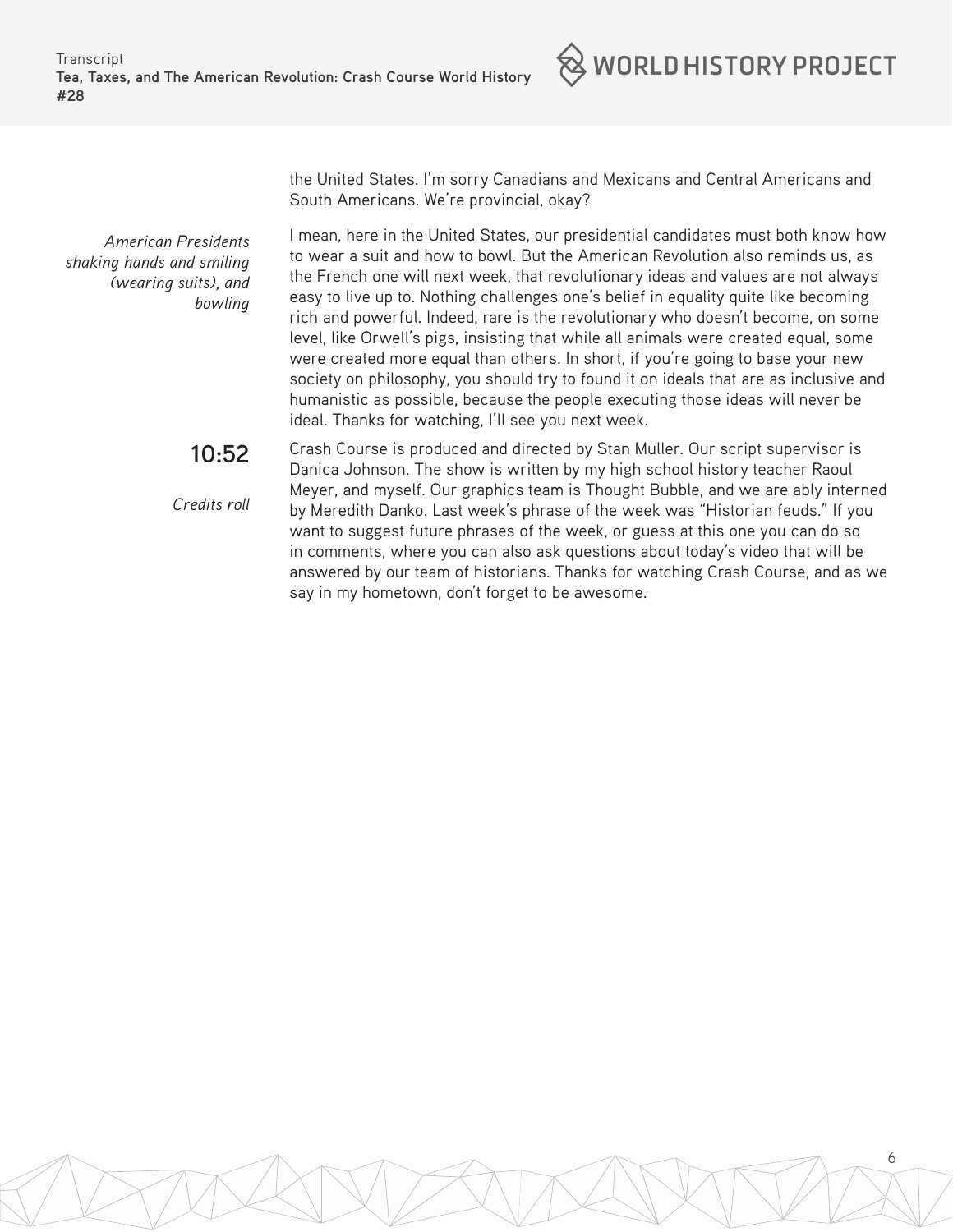the United States. I'm sorry Canadians and Mexicans and Central Americans and South Americans. We're provincial, okay?

*American Presidents shaking hands and smiling (wearing suits), and bowling*

I mean, here in the United States, our presidential candidates must both know how to wear a suit and how to bowl. But the American Revolution also reminds us, as the French one will next week, that revolutionary ideas and values are not always easy to live up to. Nothing challenges one's belief in equality quite like becoming rich and powerful. Indeed, rare is the revolutionary who doesn't become, on some level, like Orwell's pigs, insisting that while all animals were created equal, some were created more equal than others. In short, if you're going to base your new society on philosophy, you should try to found it on ideals that are as inclusive and humanistic as possible, because the people executing those ideas will never be ideal. Thanks for watching, I'll see you next week.

**10:52**

*Credits roll*

Crash Course is produced and directed by Stan Muller. Our script supervisor is Danica Johnson. The show is written by my high school history teacher Raoul Meyer, and myself. Our graphics team is Thought Bubble, and we are ably interned by Meredith Danko. Last week's phrase of the week was "Historian feuds." If you want to suggest future phrases of the week, or guess at this one you can do so in comments, where you can also ask questions about today's video that will be answered by our team of historians. Thanks for watching Crash Course, and as we say in my hometown, don't forget to be awesome.